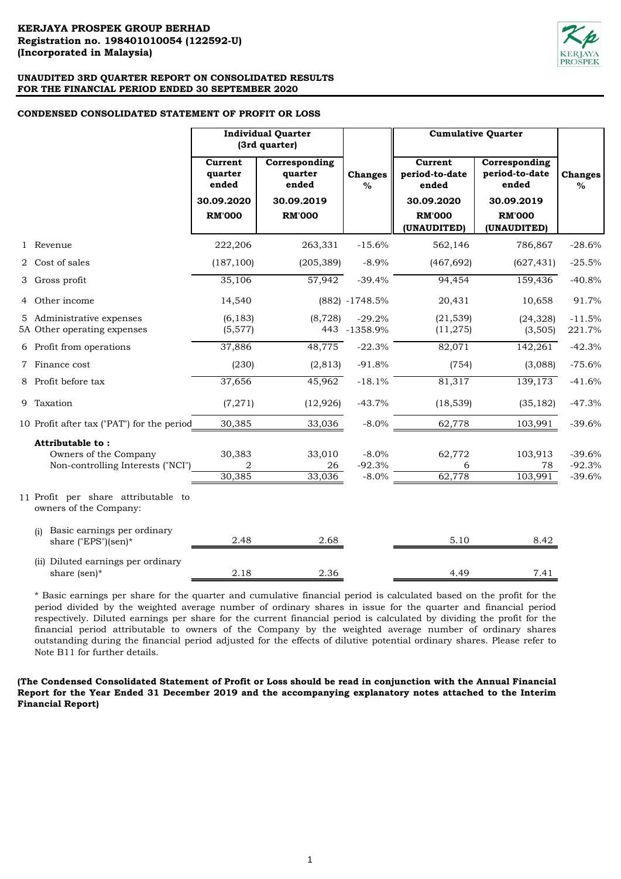**KERJAYA PROSPEK GROUP BERHAD**
**Registration no. 198401010054 (122592-U)**
**(Incorporated in Malaysia)**

**UNAUDITED 3RD QUARTER REPORT ON CONSOLIDATED RESULTS**
**FOR THE FINANCIAL PERIOD ENDED 30 SEPTEMBER 2020**

## CONDENSED CONSOLIDATED STATEMENT OF PROFIT OR LOSS

| | | Individual Quarter (3rd quarter) | | | Cumulative Quarter | | |
|---|---|---|---|---|---|---|---|
| | | Current quarter ended 30.09.2020 RM'000 | Corresponding quarter ended 30.09.2019 RM'000 | Changes % | Current period-to-date ended 30.09.2020 RM'000 (UNAUDITED) | Corresponding period-to-date ended 30.09.2019 RM'000 (UNAUDITED) | Changes % |
| 1 | Revenue | 222,206 | 263,331 | -15.6% | 562,146 | 786,867 | -28.6% |
| 2 | Cost of sales | (187,100) | (205,389) | -8.9% | (467,692) | (627,431) | -25.5% |
| 3 | Gross profit | 35,106 | 57,942 | -39.4% | 94,454 | 159,436 | -40.8% |
| 4 | Other income | 14,540 | (882) | -1748.5% | 20,431 | 10,658 | 91.7% |
| 5 | Administrative expenses | (6,183) | (8,728) | -29.2% | (21,539) | (24,328) | -11.5% |
| 5A | Other operating expenses | (5,577) | 443 | -1358.9% | (11,275) | (3,505) | 221.7% |
| 6 | Profit from operations | 37,886 | 48,775 | -22.3% | 82,071 | 142,261 | -42.3% |
| 7 | Finance cost | (230) | (2,813) | -91.8% | (754) | (3,088) | -75.6% |
| 8 | Profit before tax | 37,656 | 45,962 | -18.1% | 81,317 | 139,173 | -41.6% |
| 9 | Taxation | (7,271) | (12,926) | -43.7% | (18,539) | (35,182) | -47.3% |
| 10 | Profit after tax ("PAT") for the period | 30,385 | 33,036 | -8.0% | 62,778 | 103,991 | -39.6% |
| | **Attributable to :** | | | | | | |
| | Owners of the Company | 30,383 | 33,010 | -8.0% | 62,772 | 103,913 | -39.6% |
| | Non-controlling Interests ("NCI") | 2 | 26 | -92.3% | 6 | 78 | -92.3% |
| | | 30,385 | 33,036 | -8.0% | 62,778 | 103,991 | -39.6% |
| 11 | Profit per share attributable to owners of the Company: | | | | | | |
| | (i) Basic earnings per ordinary share ("EPS")(sen)* | 2.48 | 2.68 | | 5.10 | 8.42 | |
| | (ii) Diluted earnings per ordinary share (sen)* | 2.18 | 2.36 | | 4.49 | 7.41 | |

\* Basic earnings per share for the quarter and cumulative financial period is calculated based on the profit for the period divided by the weighted average number of ordinary shares in issue for the quarter and financial period respectively. Diluted earnings per share for the current financial period is calculated by dividing the profit for the financial period attributable to owners of the Company by the weighted average number of ordinary shares outstanding during the financial period adjusted for the effects of dilutive potential ordinary shares. Please refer to Note B11 for further details.

**(The Condensed Consolidated Statement of Profit or Loss should be read in conjunction with the Annual Financial Report for the Year Ended 31 December 2019 and the accompanying explanatory notes attached to the Interim Financial Report)**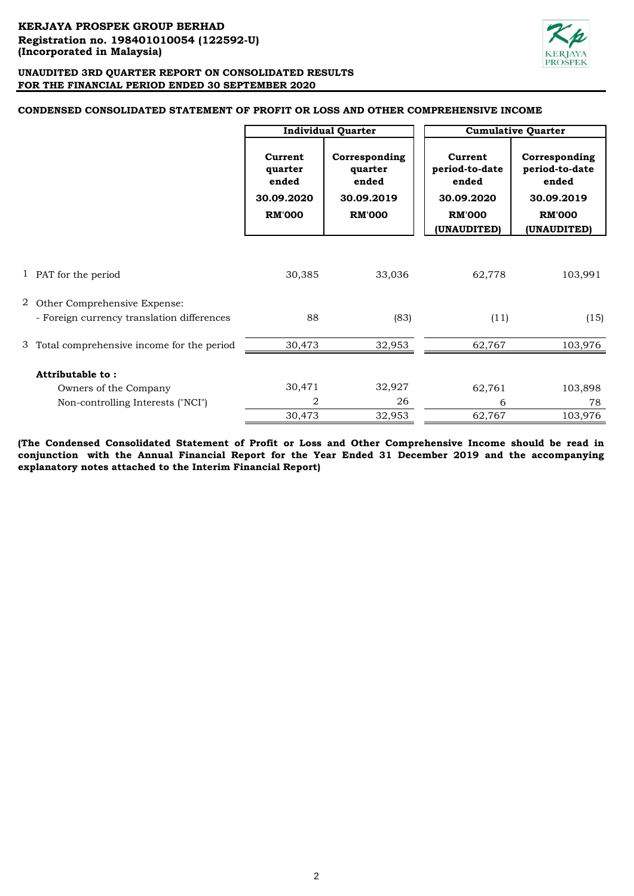**KERJAYA PROSPEK GROUP BERHAD**
**Registration no. 198401010054 (122592-U)**
**(Incorporated in Malaysia)**

**UNAUDITED 3RD QUARTER REPORT ON CONSOLIDATED RESULTS**
**FOR THE FINANCIAL PERIOD ENDED 30 SEPTEMBER 2020**

**CONDENSED CONSOLIDATED STATEMENT OF PROFIT OR LOSS AND OTHER COMPREHENSIVE INCOME**

| | | Individual Quarter | | Cumulative Quarter | |
|---|---|---|---|---|---|
| | | Current quarter ended 30.09.2020 RM'000 | Corresponding quarter ended 30.09.2019 RM'000 | Current period-to-date ended 30.09.2020 RM'000 (UNAUDITED) | Corresponding period-to-date ended 30.09.2019 RM'000 (UNAUDITED) |
| 1 | PAT for the period | 30,385 | 33,036 | 62,778 | 103,991 |
| 2 | Other Comprehensive Expense: | | | | |
| | - Foreign currency translation differences | 88 | (83) | (11) | (15) |
| 3 | Total comprehensive income for the period | 30,473 | 32,953 | 62,767 | 103,976 |
| | **Attributable to :** | | | | |
| | Owners of the Company | 30,471 | 32,927 | 62,761 | 103,898 |
| | Non-controlling Interests ("NCI") | 2 | 26 | 6 | 78 |
| | | 30,473 | 32,953 | 62,767 | 103,976 |

**(The Condensed Consolidated Statement of Profit or Loss and Other Comprehensive Income should be read in conjunction with the Annual Financial Report for the Year Ended 31 December 2019 and the accompanying explanatory notes attached to the Interim Financial Report)**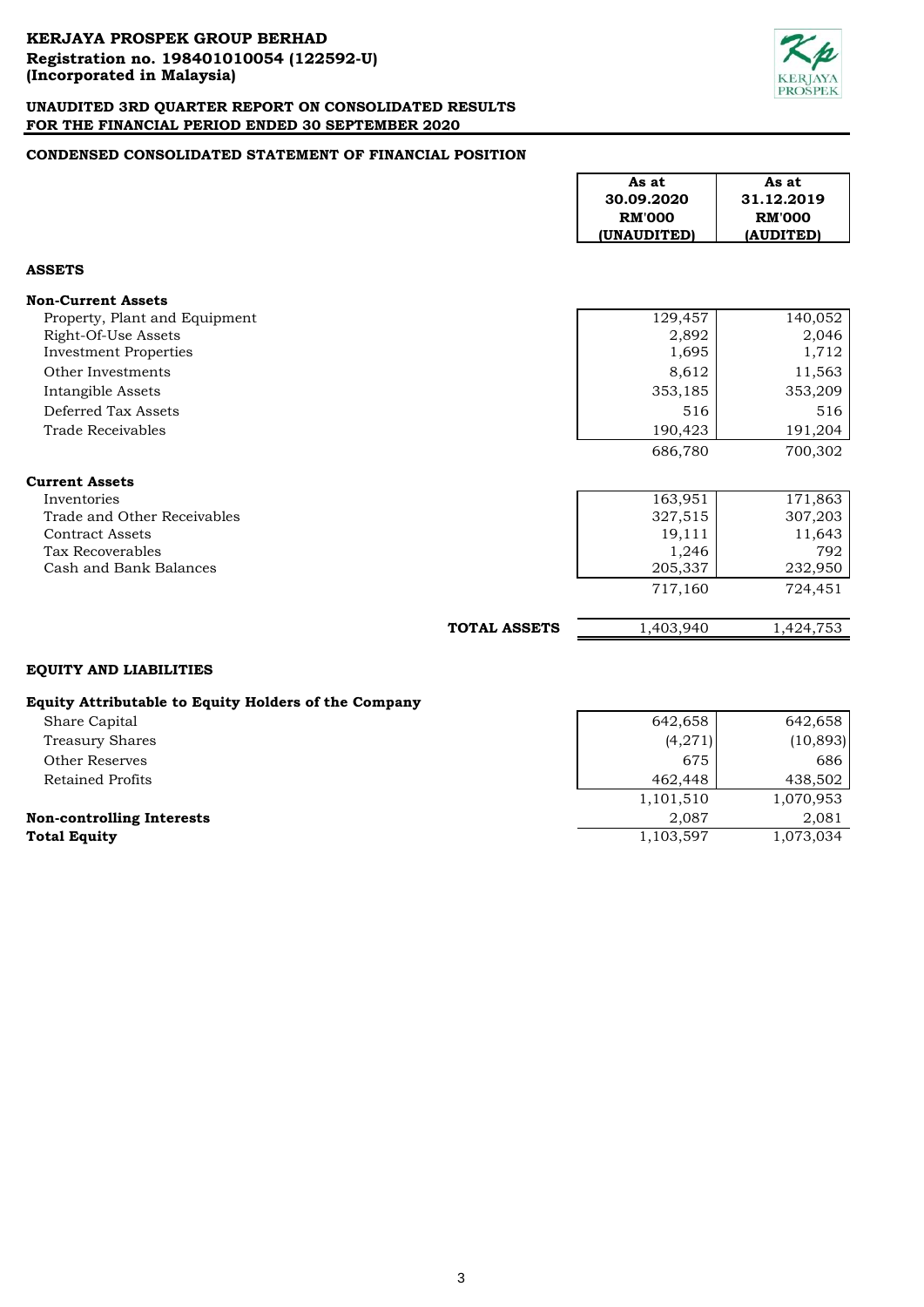**KERJAYA PROSPEK GROUP BERHAD**
**Registration no. 198401010054 (122592-U)**
**(Incorporated in Malaysia)**

**UNAUDITED 3RD QUARTER REPORT ON CONSOLIDATED RESULTS**
**FOR THE FINANCIAL PERIOD ENDED 30 SEPTEMBER 2020**

## CONDENSED CONSOLIDATED STATEMENT OF FINANCIAL POSITION

| | As at 30.09.2020 RM'000 (UNAUDITED) | As at 31.12.2019 RM'000 (AUDITED) |
|---|---|---|
| **ASSETS** | | |
| **Non-Current Assets** | | |
| Property, Plant and Equipment | 129,457 | 140,052 |
| Right-Of-Use Assets | 2,892 | 2,046 |
| Investment Properties | 1,695 | 1,712 |
| Other Investments | 8,612 | 11,563 |
| Intangible Assets | 353,185 | 353,209 |
| Deferred Tax Assets | 516 | 516 |
| Trade Receivables | 190,423 | 191,204 |
| | 686,780 | 700,302 |
| **Current Assets** | | |
| Inventories | 163,951 | 171,863 |
| Trade and Other Receivables | 327,515 | 307,203 |
| Contract Assets | 19,111 | 11,643 |
| Tax Recoverables | 1,246 | 792 |
| Cash and Bank Balances | 205,337 | 232,950 |
| | 717,160 | 724,451 |
| **TOTAL ASSETS** | 1,403,940 | 1,424,753 |
| **EQUITY AND LIABILITIES** | | |
| **Equity Attributable to Equity Holders of the Company** | | |
| Share Capital | 642,658 | 642,658 |
| Treasury Shares | (4,271) | (10,893) |
| Other Reserves | 675 | 686 |
| Retained Profits | 462,448 | 438,502 |
| | 1,101,510 | 1,070,953 |
| **Non-controlling Interests** | 2,087 | 2,081 |
| **Total Equity** | 1,103,597 | 1,073,034 |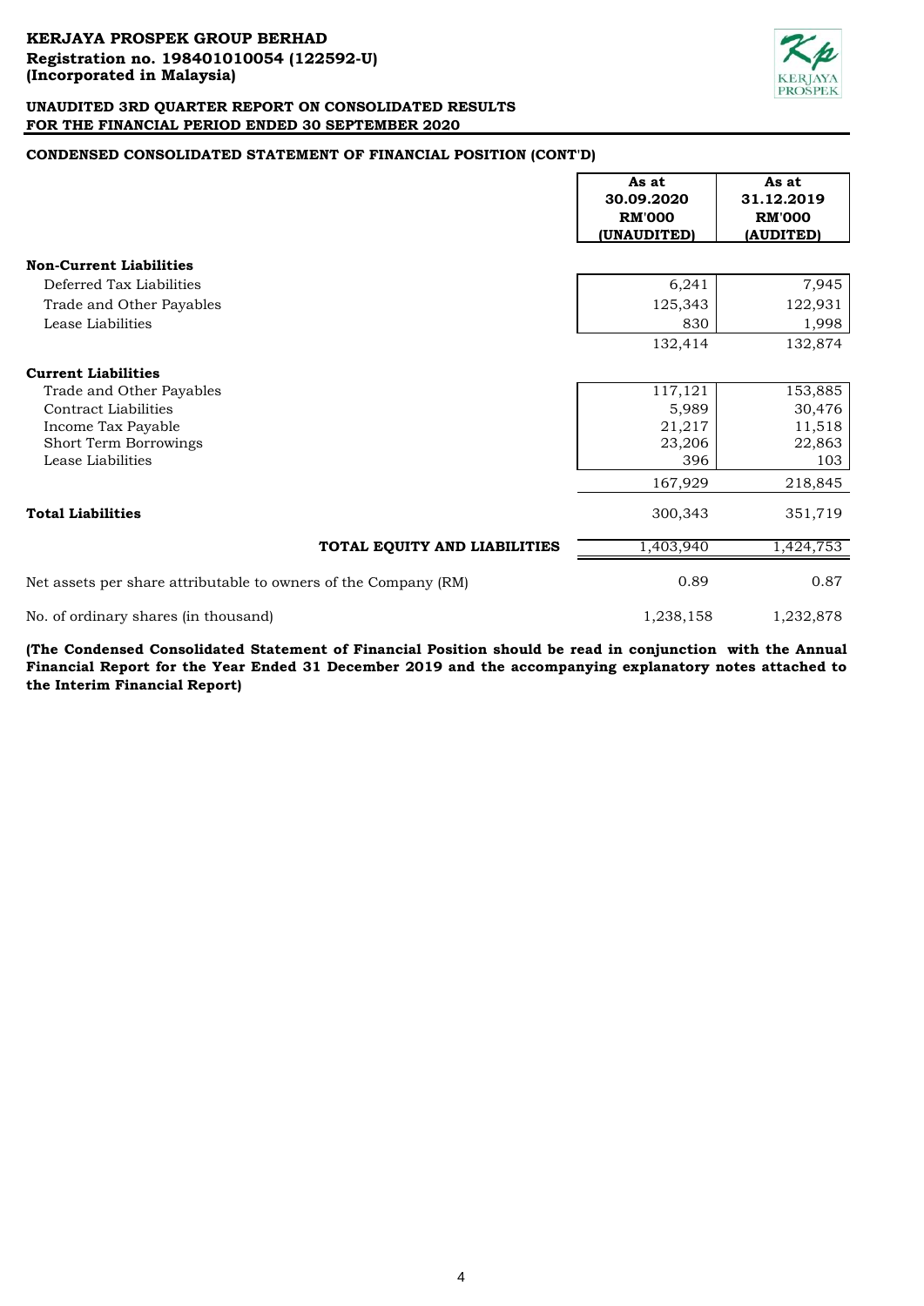**KERJAYA PROSPEK GROUP BERHAD**
**Registration no. 198401010054 (122592-U)**
**(Incorporated in Malaysia)**

**UNAUDITED 3RD QUARTER REPORT ON CONSOLIDATED RESULTS**
**FOR THE FINANCIAL PERIOD ENDED 30 SEPTEMBER 2020**

**CONDENSED CONSOLIDATED STATEMENT OF FINANCIAL POSITION (CONT'D)**

| | As at 30.09.2020 RM'000 (UNAUDITED) | As at 31.12.2019 RM'000 (AUDITED) |
|---|---|---|
| **Non-Current Liabilities** | | |
| Deferred Tax Liabilities | 6,241 | 7,945 |
| Trade and Other Payables | 125,343 | 122,931 |
| Lease Liabilities | 830 | 1,998 |
| | 132,414 | 132,874 |
| **Current Liabilities** | | |
| Trade and Other Payables | 117,121 | 153,885 |
| Contract Liabilities | 5,989 | 30,476 |
| Income Tax Payable | 21,217 | 11,518 |
| Short Term Borrowings | 23,206 | 22,863 |
| Lease Liabilities | 396 | 103 |
| | 167,929 | 218,845 |
| **Total Liabilities** | 300,343 | 351,719 |
| **TOTAL EQUITY AND LIABILITIES** | 1,403,940 | 1,424,753 |
| Net assets per share attributable to owners of the Company (RM) | 0.89 | 0.87 |
| No. of ordinary shares (in thousand) | 1,238,158 | 1,232,878 |

**(The Condensed Consolidated Statement of Financial Position should be read in conjunction with the Annual Financial Report for the Year Ended 31 December 2019 and the accompanying explanatory notes attached to the Interim Financial Report)**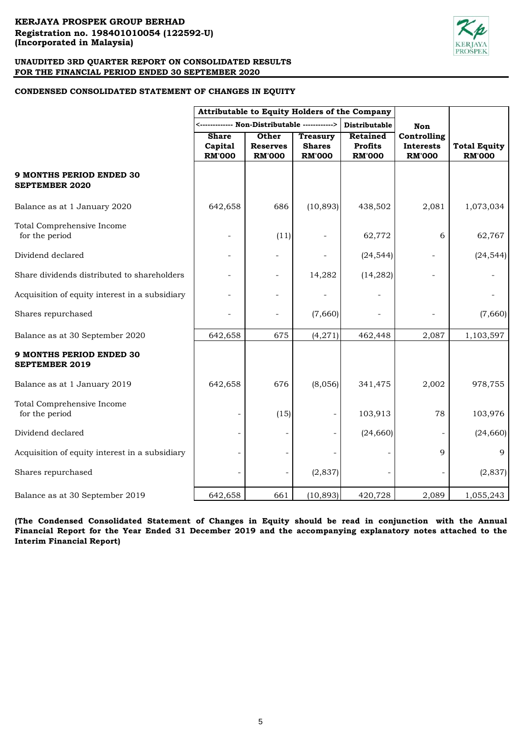**KERJAYA PROSPEK GROUP BERHAD**
**Registration no. 198401010054 (122592-U)**
**(Incorporated in Malaysia)**

**UNAUDITED 3RD QUARTER REPORT ON CONSOLIDATED RESULTS**
**FOR THE FINANCIAL PERIOD ENDED 30 SEPTEMBER 2020**

## CONDENSED CONSOLIDATED STATEMENT OF CHANGES IN EQUITY

| | Attributable to Equity Holders of the Company | | | | | |
|---|---|---|---|---|---|---|
| | <------------- Non-Distributable ------------> | | | Distributable | | |
| | Share Capital RM'000 | Other Reserves RM'000 | Treasury Shares RM'000 | Retained Profits RM'000 | Non Controlling Interests RM'000 | Total Equity RM'000 |
| **9 MONTHS PERIOD ENDED 30 SEPTEMBER 2020** | | | | | | |
| Balance as at 1 January 2020 | 642,658 | 686 | (10,893) | 438,502 | 2,081 | 1,073,034 |
| Total Comprehensive Income for the period | - | (11) | - | 62,772 | 6 | 62,767 |
| Dividend declared | - | - | - | (24,544) | - | (24,544) |
| Share dividends distributed to shareholders | - | - | 14,282 | (14,282) | - | - |
| Acquisition of equity interest in a subsidiary | - | - | - | - | | - |
| Shares repurchased | - | - | (7,660) | - | - | (7,660) |
| Balance as at 30 September 2020 | 642,658 | 675 | (4,271) | 462,448 | 2,087 | 1,103,597 |
| **9 MONTHS PERIOD ENDED 30 SEPTEMBER 2019** | | | | | | |
| Balance as at 1 January 2019 | 642,658 | 676 | (8,056) | 341,475 | 2,002 | 978,755 |
| Total Comprehensive Income for the period | - | (15) | - | 103,913 | 78 | 103,976 |
| Dividend declared | - | - | - | (24,660) | - | (24,660) |
| Acquisition of equity interest in a subsidiary | - | - | - | - | 9 | 9 |
| Shares repurchased | - | - | (2,837) | - | - | (2,837) |
| Balance as at 30 September 2019 | 642,658 | 661 | (10,893) | 420,728 | 2,089 | 1,055,243 |

**(The Condensed Consolidated Statement of Changes in Equity should be read in conjunction with the Annual Financial Report for the Year Ended 31 December 2019 and the accompanying explanatory notes attached to the Interim Financial Report)**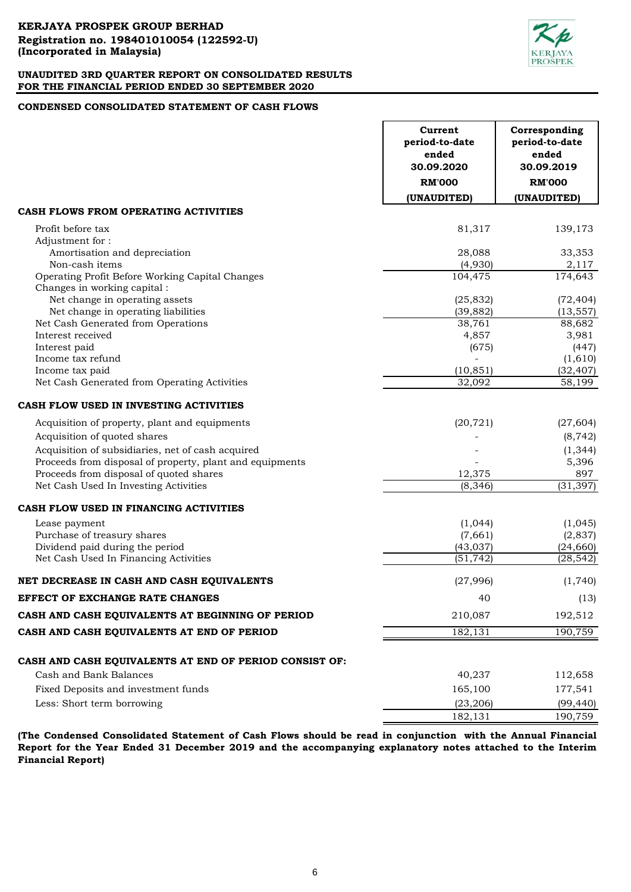**KERJAYA PROSPEK GROUP BERHAD**
**Registration no. 198401010054 (122592-U)**
**(Incorporated in Malaysia)**

**UNAUDITED 3RD QUARTER REPORT ON CONSOLIDATED RESULTS**
**FOR THE FINANCIAL PERIOD ENDED 30 SEPTEMBER 2020**

**CONDENSED CONSOLIDATED STATEMENT OF CASH FLOWS**

| | Current period-to-date ended 30.09.2020 RM'000 (UNAUDITED) | Corresponding period-to-date ended 30.09.2019 RM'000 (UNAUDITED) |
|---|---|---|
| **CASH FLOWS FROM OPERATING ACTIVITIES** | | |
| Profit before tax | 81,317 | 139,173 |
| Adjustment for : | | |
| Amortisation and depreciation | 28,088 | 33,353 |
| Non-cash items | (4,930) | 2,117 |
| Operating Profit Before Working Capital Changes | 104,475 | 174,643 |
| Changes in working capital : | | |
| Net change in operating assets | (25,832) | (72,404) |
| Net change in operating liabilities | (39,882) | (13,557) |
| Net Cash Generated from Operations | 38,761 | 88,682 |
| Interest received | 4,857 | 3,981 |
| Interest paid | (675) | (447) |
| Income tax refund | - | (1,610) |
| Income tax paid | (10,851) | (32,407) |
| Net Cash Generated from Operating Activities | 32,092 | 58,199 |
| **CASH FLOW USED IN INVESTING ACTIVITIES** | | |
| Acquisition of property, plant and equipments | (20,721) | (27,604) |
| Acquisition of quoted shares | - | (8,742) |
| Acquisition of subsidiaries, net of cash acquired | - | (1,344) |
| Proceeds from disposal of property, plant and equipments | - | 5,396 |
| Proceeds from disposal of quoted shares | 12,375 | 897 |
| Net Cash Used In Investing Activities | (8,346) | (31,397) |
| **CASH FLOW USED IN FINANCING ACTIVITIES** | | |
| Lease payment | (1,044) | (1,045) |
| Purchase of treasury shares | (7,661) | (2,837) |
| Dividend paid during the period | (43,037) | (24,660) |
| Net Cash Used In Financing Activities | (51,742) | (28,542) |
| **NET DECREASE IN CASH AND CASH EQUIVALENTS** | (27,996) | (1,740) |
| **EFFECT OF EXCHANGE RATE CHANGES** | 40 | (13) |
| **CASH AND CASH EQUIVALENTS AT BEGINNING OF PERIOD** | 210,087 | 192,512 |
| **CASH AND CASH EQUIVALENTS AT END OF PERIOD** | 182,131 | 190,759 |
| **CASH AND CASH EQUIVALENTS AT END OF PERIOD CONSIST OF:** | | |
| Cash and Bank Balances | 40,237 | 112,658 |
| Fixed Deposits and investment funds | 165,100 | 177,541 |
| Less: Short term borrowing | (23,206) | (99,440) |
| | 182,131 | 190,759 |

**(The Condensed Consolidated Statement of Cash Flows should be read in conjunction with the Annual Financial Report for the Year Ended 31 December 2019 and the accompanying explanatory notes attached to the Interim Financial Report)**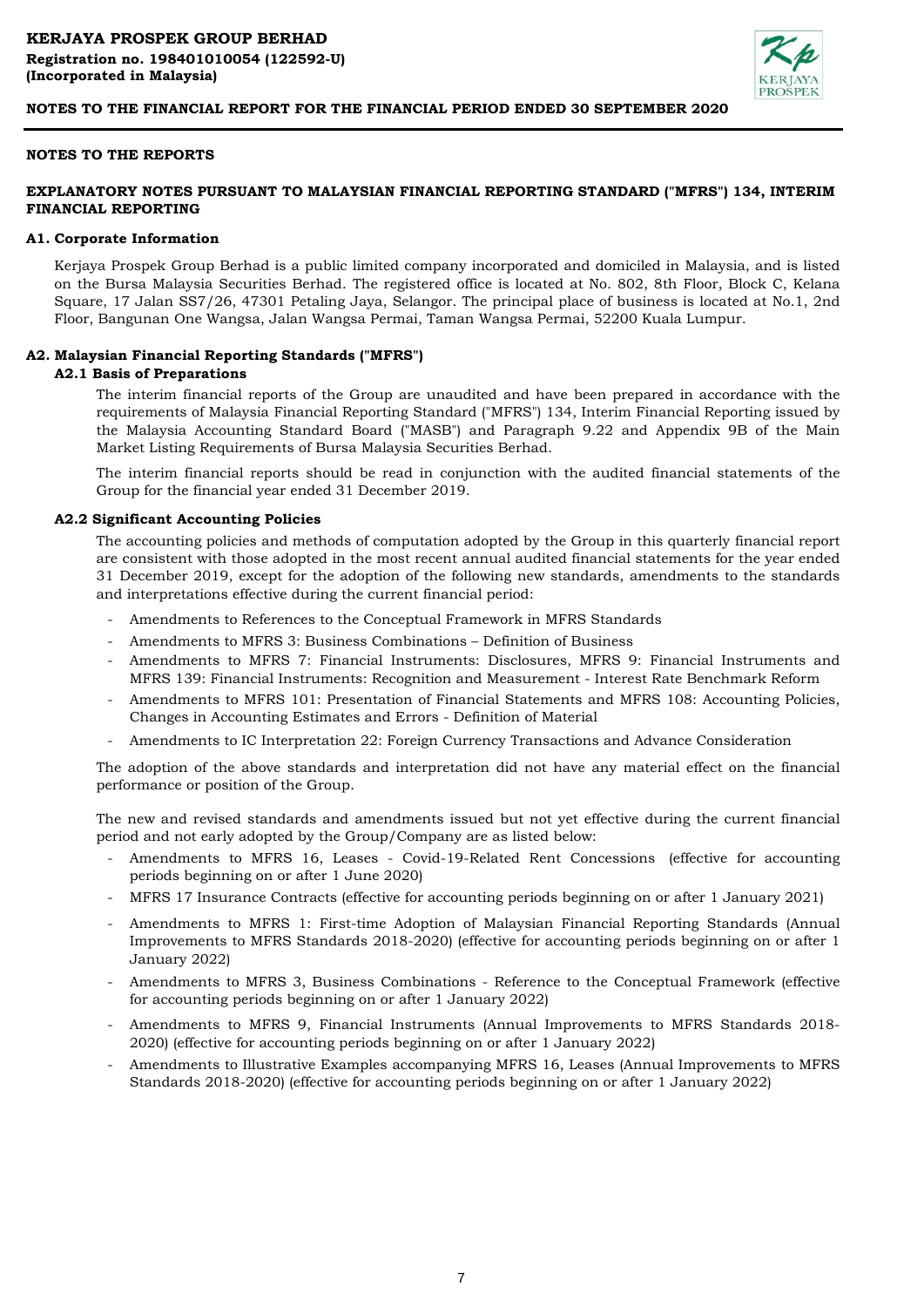**KERJAYA PROSPEK GROUP BERHAD**
**Registration no. 198401010054 (122592-U)**
**(Incorporated in Malaysia)**

**NOTES TO THE FINANCIAL REPORT FOR THE FINANCIAL PERIOD ENDED 30 SEPTEMBER 2020**

## NOTES TO THE REPORTS

### EXPLANATORY NOTES PURSUANT TO MALAYSIAN FINANCIAL REPORTING STANDARD ("MFRS") 134, INTERIM FINANCIAL REPORTING

### A1. Corporate Information

Kerjaya Prospek Group Berhad is a public limited company incorporated and domiciled in Malaysia, and is listed on the Bursa Malaysia Securities Berhad. The registered office is located at No. 802, 8th Floor, Block C, Kelana Square, 17 Jalan SS7/26, 47301 Petaling Jaya, Selangor. The principal place of business is located at No.1, 2nd Floor, Bangunan One Wangsa, Jalan Wangsa Permai, Taman Wangsa Permai, 52200 Kuala Lumpur.

### A2. Malaysian Financial Reporting Standards ("MFRS")

#### A2.1 Basis of Preparations

The interim financial reports of the Group are unaudited and have been prepared in accordance with the requirements of Malaysia Financial Reporting Standard ("MFRS") 134, Interim Financial Reporting issued by the Malaysia Accounting Standard Board ("MASB") and Paragraph 9.22 and Appendix 9B of the Main Market Listing Requirements of Bursa Malaysia Securities Berhad.

The interim financial reports should be read in conjunction with the audited financial statements of the Group for the financial year ended 31 December 2019.

#### A2.2 Significant Accounting Policies

The accounting policies and methods of computation adopted by the Group in this quarterly financial report are consistent with those adopted in the most recent annual audited financial statements for the year ended 31 December 2019, except for the adoption of the following new standards, amendments to the standards and interpretations effective during the current financial period:

- Amendments to References to the Conceptual Framework in MFRS Standards
- Amendments to MFRS 3: Business Combinations – Definition of Business
- Amendments to MFRS 7: Financial Instruments: Disclosures, MFRS 9: Financial Instruments and MFRS 139: Financial Instruments: Recognition and Measurement - Interest Rate Benchmark Reform
- Amendments to MFRS 101: Presentation of Financial Statements and MFRS 108: Accounting Policies, Changes in Accounting Estimates and Errors - Definition of Material
- Amendments to IC Interpretation 22: Foreign Currency Transactions and Advance Consideration

The adoption of the above standards and interpretation did not have any material effect on the financial performance or position of the Group.

The new and revised standards and amendments issued but not yet effective during the current financial period and not early adopted by the Group/Company are as listed below:

- Amendments to MFRS 16, Leases - Covid-19-Related Rent Concessions (effective for accounting periods beginning on or after 1 June 2020)
- MFRS 17 Insurance Contracts (effective for accounting periods beginning on or after 1 January 2021)
- Amendments to MFRS 1: First-time Adoption of Malaysian Financial Reporting Standards (Annual Improvements to MFRS Standards 2018-2020) (effective for accounting periods beginning on or after 1 January 2022)
- Amendments to MFRS 3, Business Combinations - Reference to the Conceptual Framework (effective for accounting periods beginning on or after 1 January 2022)
- Amendments to MFRS 9, Financial Instruments (Annual Improvements to MFRS Standards 2018-2020) (effective for accounting periods beginning on or after 1 January 2022)
- Amendments to Illustrative Examples accompanying MFRS 16, Leases (Annual Improvements to MFRS Standards 2018-2020) (effective for accounting periods beginning on or after 1 January 2022)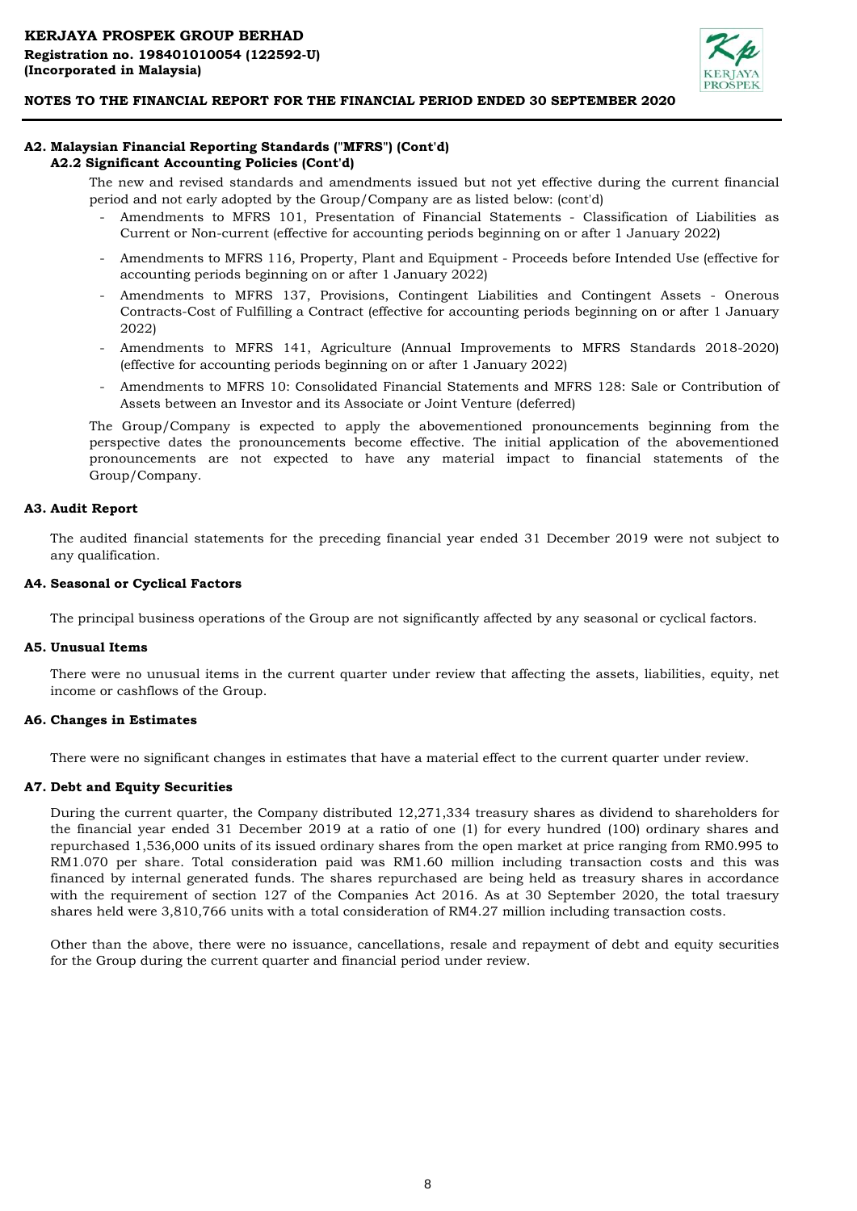## A2. Malaysian Financial Reporting Standards ("MFRS") (Cont'd)

### A2.2 Significant Accounting Policies (Cont'd)

The new and revised standards and amendments issued but not yet effective during the current financial period and not early adopted by the Group/Company are as listed below: (cont'd)

- Amendments to MFRS 101, Presentation of Financial Statements - Classification of Liabilities as Current or Non-current (effective for accounting periods beginning on or after 1 January 2022)
- Amendments to MFRS 116, Property, Plant and Equipment - Proceeds before Intended Use (effective for accounting periods beginning on or after 1 January 2022)
- Amendments to MFRS 137, Provisions, Contingent Liabilities and Contingent Assets - Onerous Contracts-Cost of Fulfilling a Contract (effective for accounting periods beginning on or after 1 January 2022)
- Amendments to MFRS 141, Agriculture (Annual Improvements to MFRS Standards 2018-2020) (effective for accounting periods beginning on or after 1 January 2022)
- Amendments to MFRS 10: Consolidated Financial Statements and MFRS 128: Sale or Contribution of Assets between an Investor and its Associate or Joint Venture (deferred)

The Group/Company is expected to apply the abovementioned pronouncements beginning from the perspective dates the pronouncements become effective. The initial application of the abovementioned pronouncements are not expected to have any material impact to financial statements of the Group/Company.

## A3. Audit Report

The audited financial statements for the preceding financial year ended 31 December 2019 were not subject to any qualification.

## A4. Seasonal or Cyclical Factors

The principal business operations of the Group are not significantly affected by any seasonal or cyclical factors.

## A5. Unusual Items

There were no unusual items in the current quarter under review that affecting the assets, liabilities, equity, net income or cashflows of the Group.

## A6. Changes in Estimates

There were no significant changes in estimates that have a material effect to the current quarter under review.

## A7. Debt and Equity Securities

During the current quarter, the Company distributed 12,271,334 treasury shares as dividend to shareholders for the financial year ended 31 December 2019 at a ratio of one (1) for every hundred (100) ordinary shares and repurchased 1,536,000 units of its issued ordinary shares from the open market at price ranging from RM0.995 to RM1.070 per share. Total consideration paid was RM1.60 million including transaction costs and this was financed by internal generated funds. The shares repurchased are being held as treasury shares in accordance with the requirement of section 127 of the Companies Act 2016. As at 30 September 2020, the total traesury shares held were 3,810,766 units with a total consideration of RM4.27 million including transaction costs.

Other than the above, there were no issuance, cancellations, resale and repayment of debt and equity securities for the Group during the current quarter and financial period under review.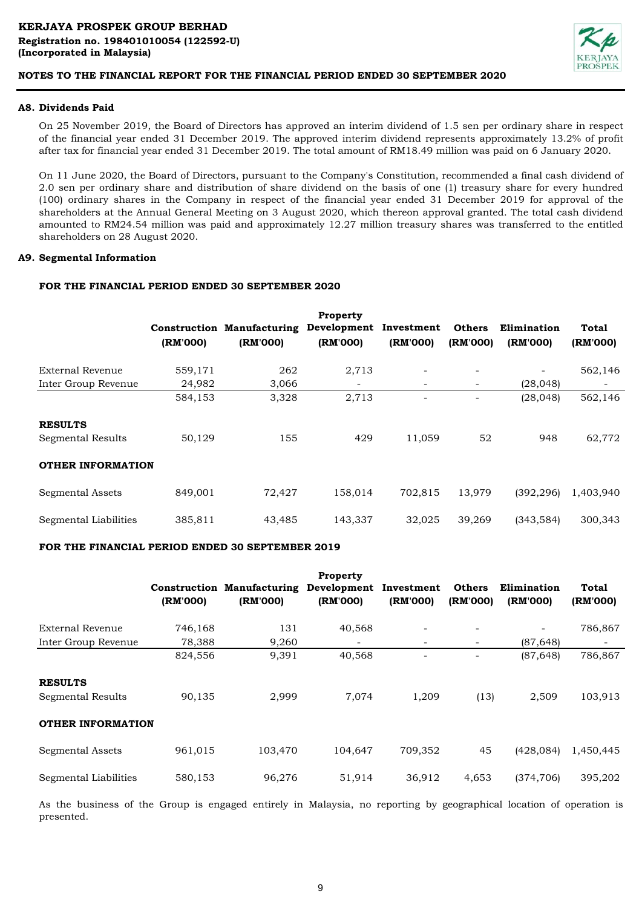### A8. Dividends Paid

On 25 November 2019, the Board of Directors has approved an interim dividend of 1.5 sen per ordinary share in respect of the financial year ended 31 December 2019. The approved interim dividend represents approximately 13.2% of profit after tax for financial year ended 31 December 2019. The total amount of RM18.49 million was paid on 6 January 2020.

On 11 June 2020, the Board of Directors, pursuant to the Company's Constitution, recommended a final cash dividend of 2.0 sen per ordinary share and distribution of share dividend on the basis of one (1) treasury share for every hundred (100) ordinary shares in the Company in respect of the financial year ended 31 December 2019 for approval of the shareholders at the Annual General Meeting on 3 August 2020, which thereon approval granted. The total cash dividend amounted to RM24.54 million was paid and approximately 12.27 million treasury shares was transferred to the entitled shareholders on 28 August 2020.

### A9. Segmental Information

**FOR THE FINANCIAL PERIOD ENDED 30 SEPTEMBER 2020**

| | Construction (RM'000) | Manufacturing (RM'000) | Property Development (RM'000) | Investment (RM'000) | Others (RM'000) | Elimination (RM'000) | Total (RM'000) |
|---|---|---|---|---|---|---|---|
| External Revenue | 559,171 | 262 | 2,713 | - | - | - | 562,146 |
| Inter Group Revenue | 24,982 | 3,066 | - | - | - | (28,048) | - |
| | 584,153 | 3,328 | 2,713 | - | - | (28,048) | 562,146 |
| **RESULTS** | | | | | | | |
| Segmental Results | 50,129 | 155 | 429 | 11,059 | 52 | 948 | 62,772 |
| **OTHER INFORMATION** | | | | | | | |
| Segmental Assets | 849,001 | 72,427 | 158,014 | 702,815 | 13,979 | (392,296) | 1,403,940 |
| Segmental Liabilities | 385,811 | 43,485 | 143,337 | 32,025 | 39,269 | (343,584) | 300,343 |

**FOR THE FINANCIAL PERIOD ENDED 30 SEPTEMBER 2019**

| | Construction (RM'000) | Manufacturing (RM'000) | Property Development (RM'000) | Investment (RM'000) | Others (RM'000) | Elimination (RM'000) | Total (RM'000) |
|---|---|---|---|---|---|---|---|
| External Revenue | 746,168 | 131 | 40,568 | - | - | - | 786,867 |
| Inter Group Revenue | 78,388 | 9,260 | - | - | - | (87,648) | - |
| | 824,556 | 9,391 | 40,568 | - | - | (87,648) | 786,867 |
| **RESULTS** | | | | | | | |
| Segmental Results | 90,135 | 2,999 | 7,074 | 1,209 | (13) | 2,509 | 103,913 |
| **OTHER INFORMATION** | | | | | | | |
| Segmental Assets | 961,015 | 103,470 | 104,647 | 709,352 | 45 | (428,084) | 1,450,445 |
| Segmental Liabilities | 580,153 | 96,276 | 51,914 | 36,912 | 4,653 | (374,706) | 395,202 |

As the business of the Group is engaged entirely in Malaysia, no reporting by geographical location of operation is presented.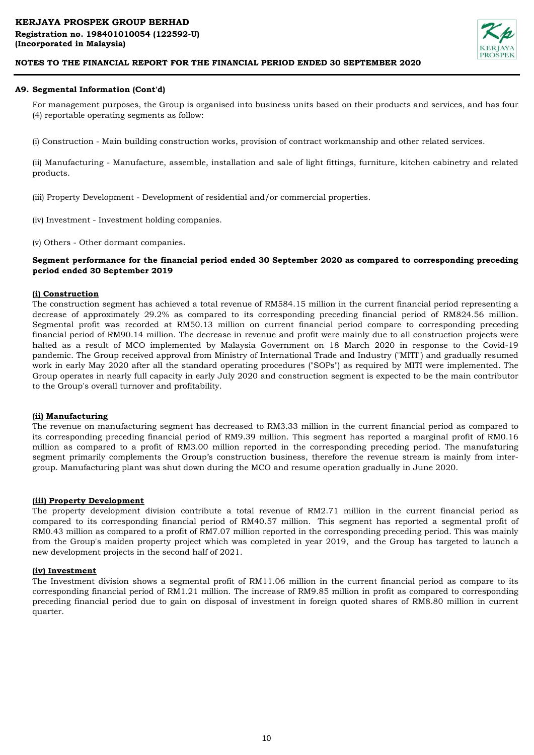## A9. Segmental Information (Cont'd)

For management purposes, the Group is organised into business units based on their products and services, and has four (4) reportable operating segments as follow:

(i) Construction - Main building construction works, provision of contract workmanship and other related services.

(ii) Manufacturing - Manufacture, assemble, installation and sale of light fittings, furniture, kitchen cabinetry and related products.

(iii) Property Development - Development of residential and/or commercial properties.

(iv) Investment - Investment holding companies.

(v) Others - Other dormant companies.

**Segment performance for the financial period ended 30 September 2020 as compared to corresponding preceding period ended 30 September 2019**

**(i) Construction**

The construction segment has achieved a total revenue of RM584.15 million in the current financial period representing a decrease of approximately 29.2% as compared to its corresponding preceding financial period of RM824.56 million. Segmental profit was recorded at RM50.13 million on current financial period compare to corresponding preceding financial period of RM90.14 million. The decrease in revenue and profit were mainly due to all construction projects were halted as a result of MCO implemented by Malaysia Government on 18 March 2020 in response to the Covid-19 pandemic. The Group received approval from Ministry of International Trade and Industry ("MITI") and gradually resumed work in early May 2020 after all the standard operating procedures ("SOPs") as required by MITI were implemented. The Group operates in nearly full capacity in early July 2020 and construction segment is expected to be the main contributor to the Group's overall turnover and profitability.

**(ii) Manufacturing**

The revenue on manufacturing segment has decreased to RM3.33 million in the current financial period as compared to its corresponding preceding financial period of RM9.39 million. This segment has reported a marginal profit of RM0.16 million as compared to a profit of RM3.00 million reported in the corresponding preceding period. The manufaturing segment primarily complements the Group's construction business, therefore the revenue stream is mainly from inter-group. Manufacturing plant was shut down during the MCO and resume operation gradually in June 2020.

**(iii) Property Development**

The property development division contribute a total revenue of RM2.71 million in the current financial period as compared to its corresponding financial period of RM40.57 million. This segment has reported a segmental profit of RM0.43 million as compared to a profit of RM7.07 million reported in the corresponding preceding period. This was mainly from the Group's maiden property project which was completed in year 2019, and the Group has targeted to launch a new development projects in the second half of 2021.

**(iv) Investment**

The Investment division shows a segmental profit of RM11.06 million in the current financial period as compare to its corresponding financial period of RM1.21 million. The increase of RM9.85 million in profit as compared to corresponding preceding financial period due to gain on disposal of investment in foreign quoted shares of RM8.80 million in current quarter.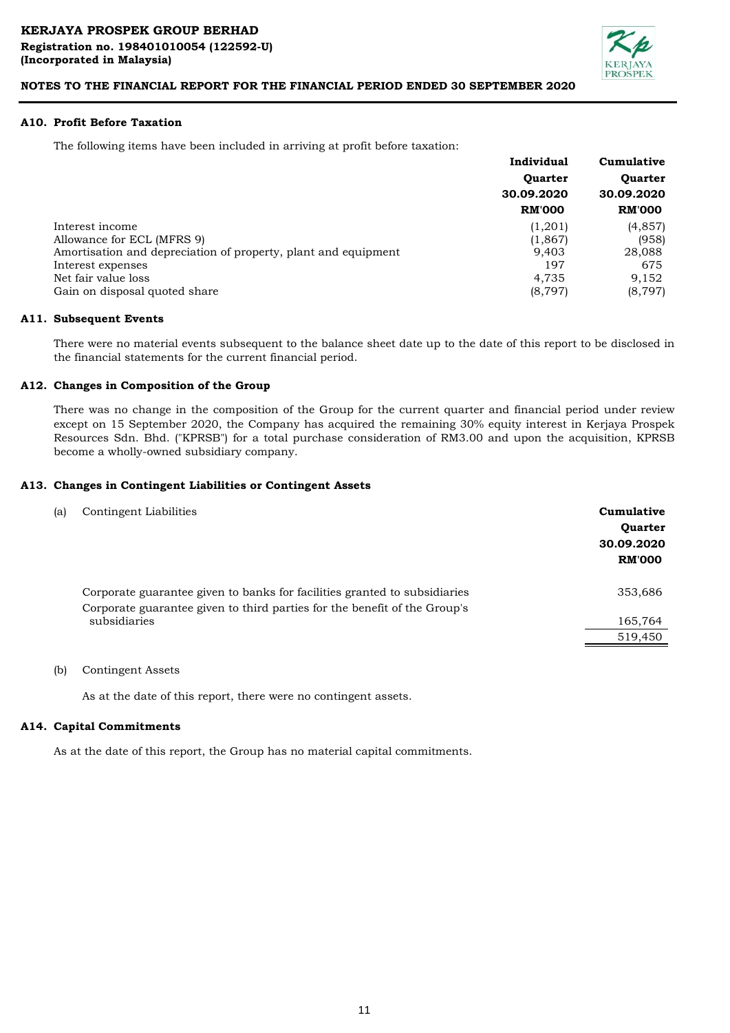### A10. Profit Before Taxation

The following items have been included in arriving at profit before taxation:

| | Individual Quarter 30.09.2020 RM'000 | Cumulative Quarter 30.09.2020 RM'000 |
|---|---|---|
| Interest income | (1,201) | (4,857) |
| Allowance for ECL (MFRS 9) | (1,867) | (958) |
| Amortisation and depreciation of property, plant and equipment | 9,403 | 28,088 |
| Interest expenses | 197 | 675 |
| Net fair value loss | 4,735 | 9,152 |
| Gain on disposal quoted share | (8,797) | (8,797) |

### A11. Subsequent Events

There were no material events subsequent to the balance sheet date up to the date of this report to be disclosed in the financial statements for the current financial period.

### A12. Changes in Composition of the Group

There was no change in the composition of the Group for the current quarter and financial period under review except on 15 September 2020, the Company has acquired the remaining 30% equity interest in Kerjaya Prospek Resources Sdn. Bhd. ("KPRSB") for a total purchase consideration of RM3.00 and upon the acquisition, KPRSB become a wholly-owned subsidiary company.

### A13. Changes in Contingent Liabilities or Contingent Assets

(a) Contingent Liabilities

| | Cumulative Quarter 30.09.2020 RM'000 |
|---|---|
| Corporate guarantee given to banks for facilities granted to subsidiaries | 353,686 |
| Corporate guarantee given to third parties for the benefit of the Group's subsidiaries | 165,764 |
| | 519,450 |

(b) Contingent Assets

As at the date of this report, there were no contingent assets.

### A14. Capital Commitments

As at the date of this report, the Group has no material capital commitments.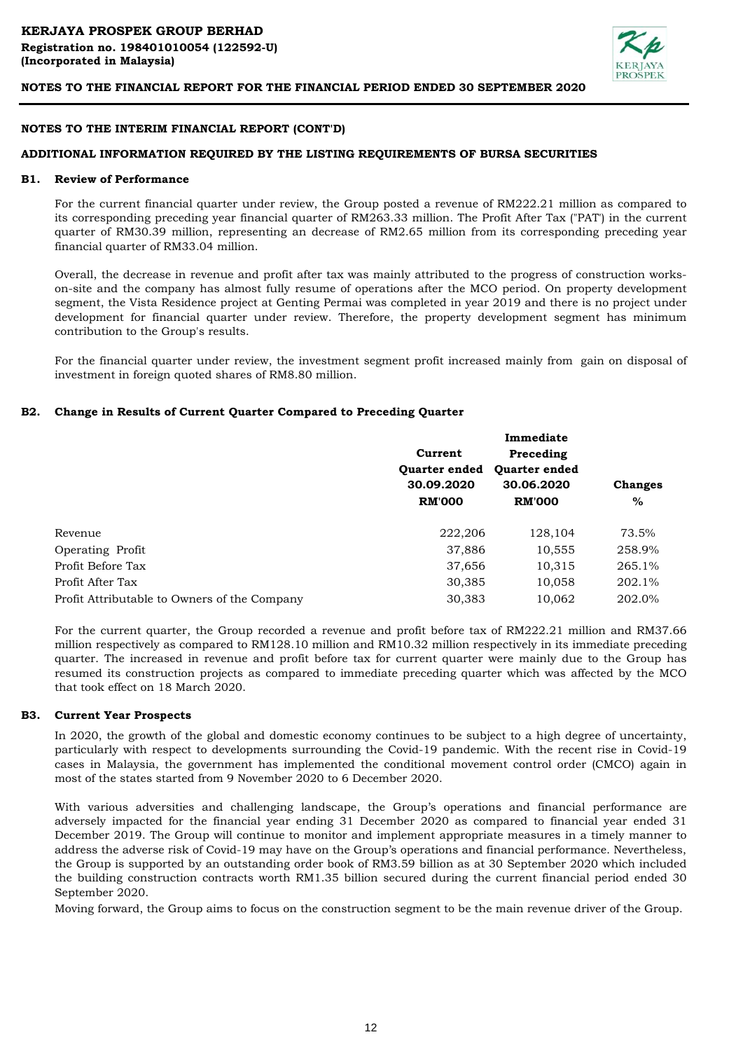## NOTES TO THE INTERIM FINANCIAL REPORT (CONT'D)

## ADDITIONAL INFORMATION REQUIRED BY THE LISTING REQUIREMENTS OF BURSA SECURITIES

### B1. Review of Performance

For the current financial quarter under review, the Group posted a revenue of RM222.21 million as compared to its corresponding preceding year financial quarter of RM263.33 million. The Profit After Tax ("PAT') in the current quarter of RM30.39 million, representing an decrease of RM2.65 million from its corresponding preceding year financial quarter of RM33.04 million.

Overall, the decrease in revenue and profit after tax was mainly attributed to the progress of construction works-on-site and the company has almost fully resume of operations after the MCO period. On property development segment, the Vista Residence project at Genting Permai was completed in year 2019 and there is no project under development for financial quarter under review. Therefore, the property development segment has minimum contribution to the Group's results.

For the financial quarter under review, the investment segment profit increased mainly from gain on disposal of investment in foreign quoted shares of RM8.80 million.

### B2. Change in Results of Current Quarter Compared to Preceding Quarter

| | Current Quarter ended 30.09.2020 RM'000 | Immediate Preceding Quarter ended 30.06.2020 RM'000 | Changes % |
|---|---|---|---|
| Revenue | 222,206 | 128,104 | 73.5% |
| Operating Profit | 37,886 | 10,555 | 258.9% |
| Profit Before Tax | 37,656 | 10,315 | 265.1% |
| Profit After Tax | 30,385 | 10,058 | 202.1% |
| Profit Attributable to Owners of the Company | 30,383 | 10,062 | 202.0% |

For the current quarter, the Group recorded a revenue and profit before tax of RM222.21 million and RM37.66 million respectively as compared to RM128.10 million and RM10.32 million respectively in its immediate preceding quarter. The increased in revenue and profit before tax for current quarter were mainly due to the Group has resumed its construction projects as compared to immediate preceding quarter which was affected by the MCO that took effect on 18 March 2020.

### B3. Current Year Prospects

In 2020, the growth of the global and domestic economy continues to be subject to a high degree of uncertainty, particularly with respect to developments surrounding the Covid-19 pandemic. With the recent rise in Covid-19 cases in Malaysia, the government has implemented the conditional movement control order (CMCO) again in most of the states started from 9 November 2020 to 6 December 2020.

With various adversities and challenging landscape, the Group's operations and financial performance are adversely impacted for the financial year ending 31 December 2020 as compared to financial year ended 31 December 2019. The Group will continue to monitor and implement appropriate measures in a timely manner to address the adverse risk of Covid-19 may have on the Group's operations and financial performance. Nevertheless, the Group is supported by an outstanding order book of RM3.59 billion as at 30 September 2020 which included the building construction contracts worth RM1.35 billion secured during the current financial period ended 30 September 2020.

Moving forward, the Group aims to focus on the construction segment to be the main revenue driver of the Group.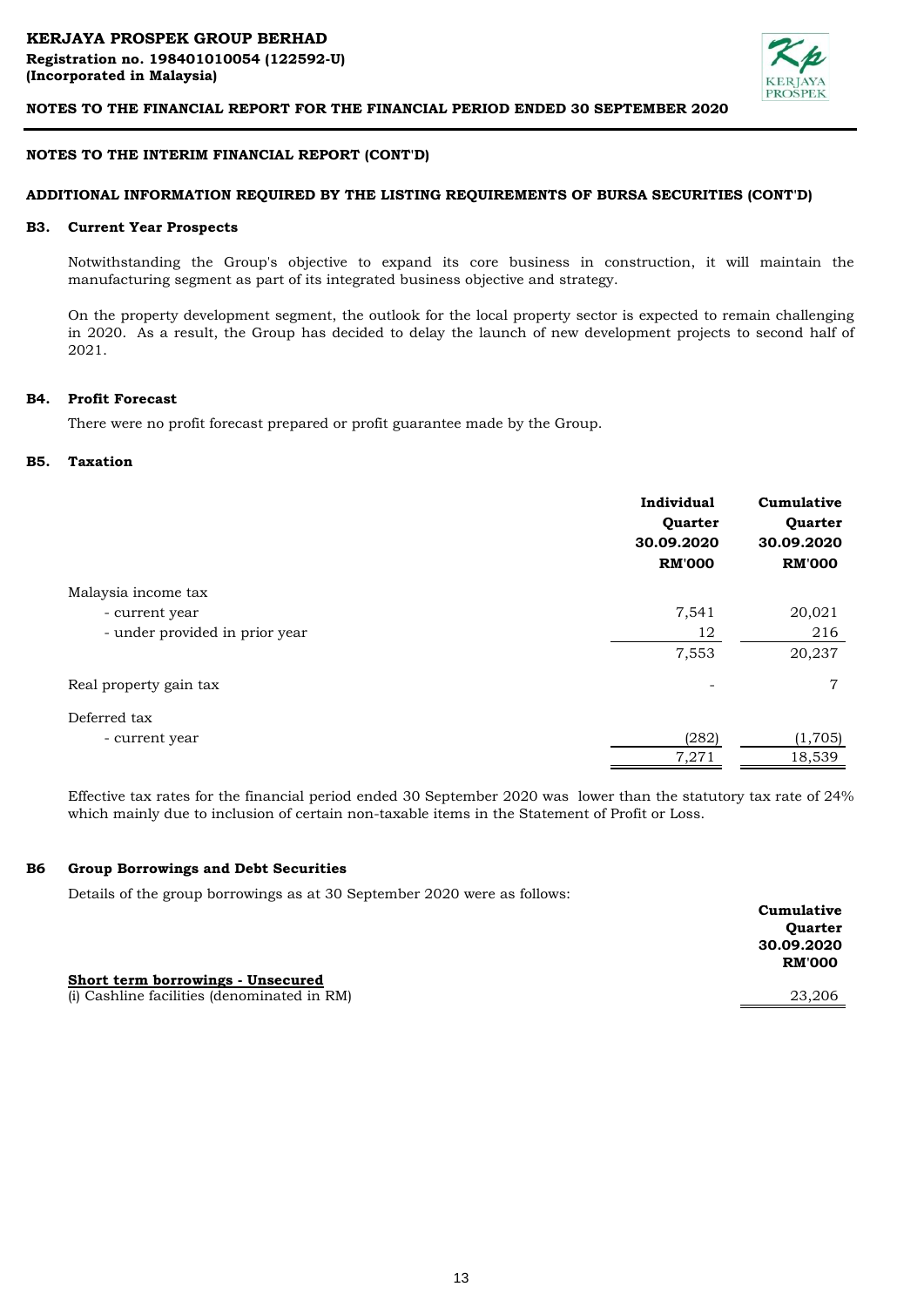## NOTES TO THE INTERIM FINANCIAL REPORT (CONT'D)

### ADDITIONAL INFORMATION REQUIRED BY THE LISTING REQUIREMENTS OF BURSA SECURITIES (CONT'D)

### B3. Current Year Prospects

Notwithstanding the Group's objective to expand its core business in construction, it will maintain the manufacturing segment as part of its integrated business objective and strategy.

On the property development segment, the outlook for the local property sector is expected to remain challenging in 2020. As a result, the Group has decided to delay the launch of new development projects to second half of 2021.

### B4. Profit Forecast

There were no profit forecast prepared or profit guarantee made by the Group.

### B5. Taxation

| | Individual Quarter 30.09.2020 RM'000 | Cumulative Quarter 30.09.2020 RM'000 |
|---|---|---|
| Malaysia income tax | | |
| - current year | 7,541 | 20,021 |
| - under provided in prior year | 12 | 216 |
| | 7,553 | 20,237 |
| Real property gain tax | - | 7 |
| Deferred tax | | |
| - current year | (282) | (1,705) |
| | 7,271 | 18,539 |

Effective tax rates for the financial period ended 30 September 2020 was lower than the statutory tax rate of 24% which mainly due to inclusion of certain non-taxable items in the Statement of Profit or Loss.

### B6 Group Borrowings and Debt Securities

Details of the group borrowings as at 30 September 2020 were as follows:

| | Cumulative Quarter 30.09.2020 RM'000 |
|---|---|
| **Short term borrowings - Unsecured** | |
| (i) Cashline facilities (denominated in RM) | 23,206 |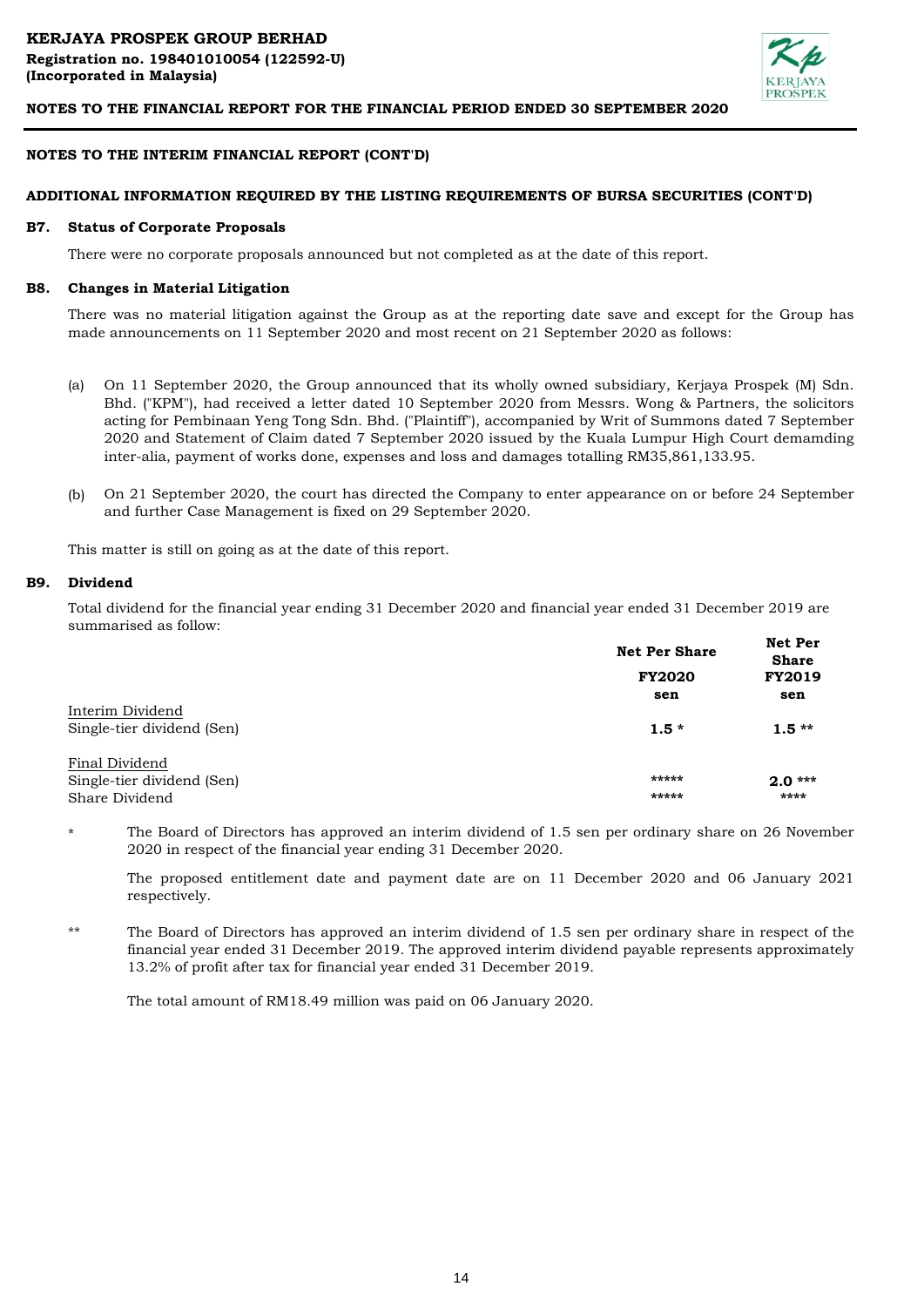**KERJAYA PROSPEK GROUP BERHAD**
**Registration no. 198401010054 (122592-U)**
**(Incorporated in Malaysia)**

**NOTES TO THE FINANCIAL REPORT FOR THE FINANCIAL PERIOD ENDED 30 SEPTEMBER 2020**

**NOTES TO THE INTERIM FINANCIAL REPORT (CONT'D)**

**ADDITIONAL INFORMATION REQUIRED BY THE LISTING REQUIREMENTS OF BURSA SECURITIES (CONT'D)**

### B7. Status of Corporate Proposals

There were no corporate proposals announced but not completed as at the date of this report.

### B8. Changes in Material Litigation

There was no material litigation against the Group as at the reporting date save and except for the Group has made announcements on 11 September 2020 and most recent on 21 September 2020 as follows:

(a) On 11 September 2020, the Group announced that its wholly owned subsidiary, Kerjaya Prospek (M) Sdn. Bhd. ("KPM"), had received a letter dated 10 September 2020 from Messrs. Wong & Partners, the solicitors acting for Pembinaan Yeng Tong Sdn. Bhd. ("Plaintiff"), accompanied by Writ of Summons dated 7 September 2020 and Statement of Claim dated 7 September 2020 issued by the Kuala Lumpur High Court demamding inter-alia, payment of works done, expenses and loss and damages totalling RM35,861,133.95.

(b) On 21 September 2020, the court has directed the Company to enter appearance on or before 24 September and further Case Management is fixed on 29 September 2020.

This matter is still on going as at the date of this report.

### B9. Dividend

Total dividend for the financial year ending 31 December 2020 and financial year ended 31 December 2019 are summarised as follow:

| | Net Per Share FY2020 sen | Net Per Share FY2019 sen |
|---|---|---|
| Interim Dividend | | |
| Single-tier dividend (Sen) | **1.5 \*** | **1.5 \*\*** |
| Final Dividend | | |
| Single-tier dividend (Sen) | \*\*\*\*\* | **2.0 \*\*\*** |
| Share Dividend | \*\*\*\*\* | \*\*\*\* |

\* The Board of Directors has approved an interim dividend of 1.5 sen per ordinary share on 26 November 2020 in respect of the financial year ending 31 December 2020.

The proposed entitlement date and payment date are on 11 December 2020 and 06 January 2021 respectively.

\*\* The Board of Directors has approved an interim dividend of 1.5 sen per ordinary share in respect of the financial year ended 31 December 2019. The approved interim dividend payable represents approximately 13.2% of profit after tax for financial year ended 31 December 2019.

The total amount of RM18.49 million was paid on 06 January 2020.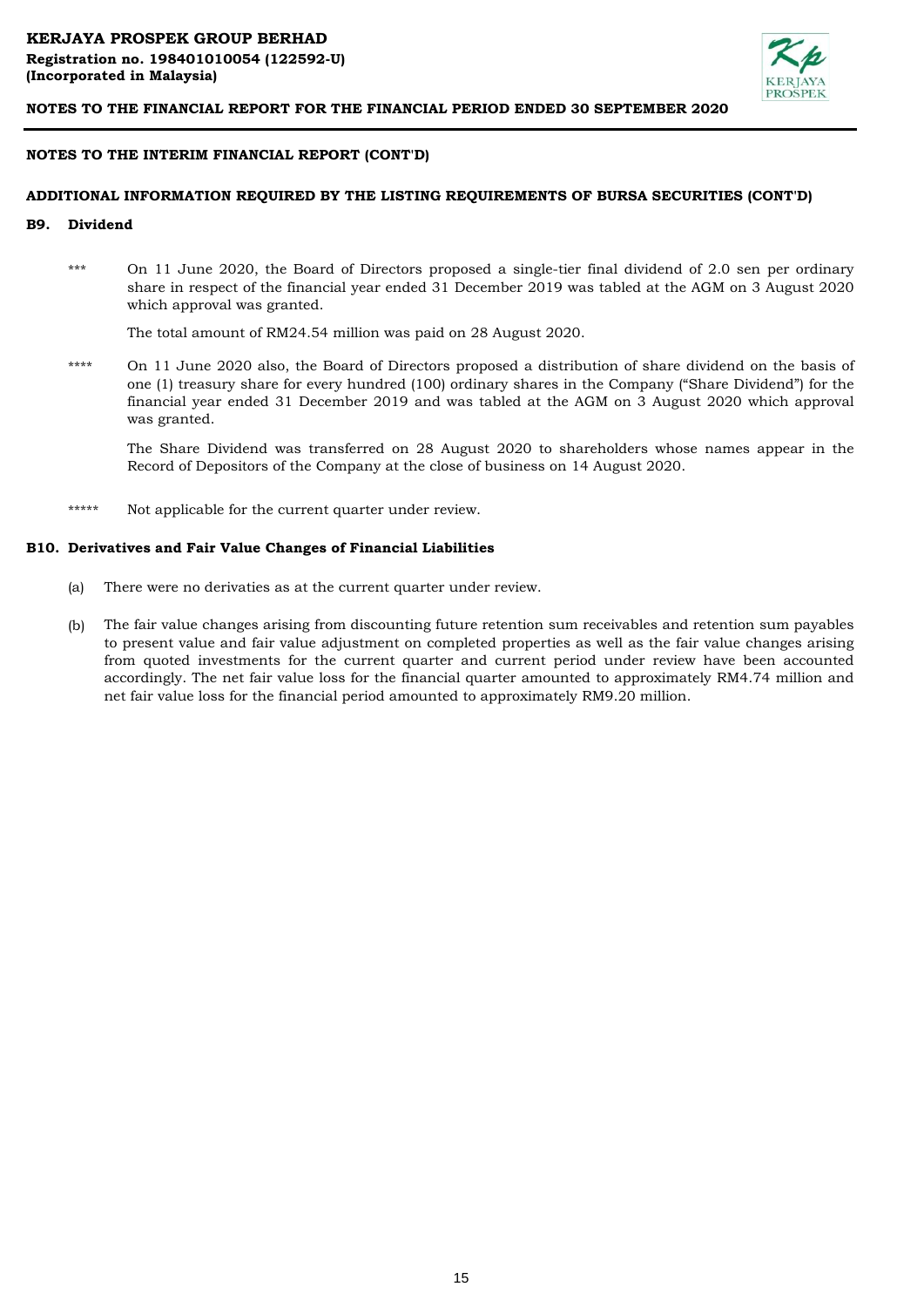## NOTES TO THE INTERIM FINANCIAL REPORT (CONT'D)

### ADDITIONAL INFORMATION REQUIRED BY THE LISTING REQUIREMENTS OF BURSA SECURITIES (CONT'D)

### B9. Dividend

*** On 11 June 2020, the Board of Directors proposed a single-tier final dividend of 2.0 sen per ordinary share in respect of the financial year ended 31 December 2019 was tabled at the AGM on 3 August 2020 which approval was granted.

The total amount of RM24.54 million was paid on 28 August 2020.

**** On 11 June 2020 also, the Board of Directors proposed a distribution of share dividend on the basis of one (1) treasury share for every hundred (100) ordinary shares in the Company ("Share Dividend") for the financial year ended 31 December 2019 and was tabled at the AGM on 3 August 2020 which approval was granted.

The Share Dividend was transferred on 28 August 2020 to shareholders whose names appear in the Record of Depositors of the Company at the close of business on 14 August 2020.

***** Not applicable for the current quarter under review.

### B10. Derivatives and Fair Value Changes of Financial Liabilities

(a) There were no derivaties as at the current quarter under review.

(b) The fair value changes arising from discounting future retention sum receivables and retention sum payables to present value and fair value adjustment on completed properties as well as the fair value changes arising from quoted investments for the current quarter and current period under review have been accounted accordingly. The net fair value loss for the financial quarter amounted to approximately RM4.74 million and net fair value loss for the financial period amounted to approximately RM9.20 million.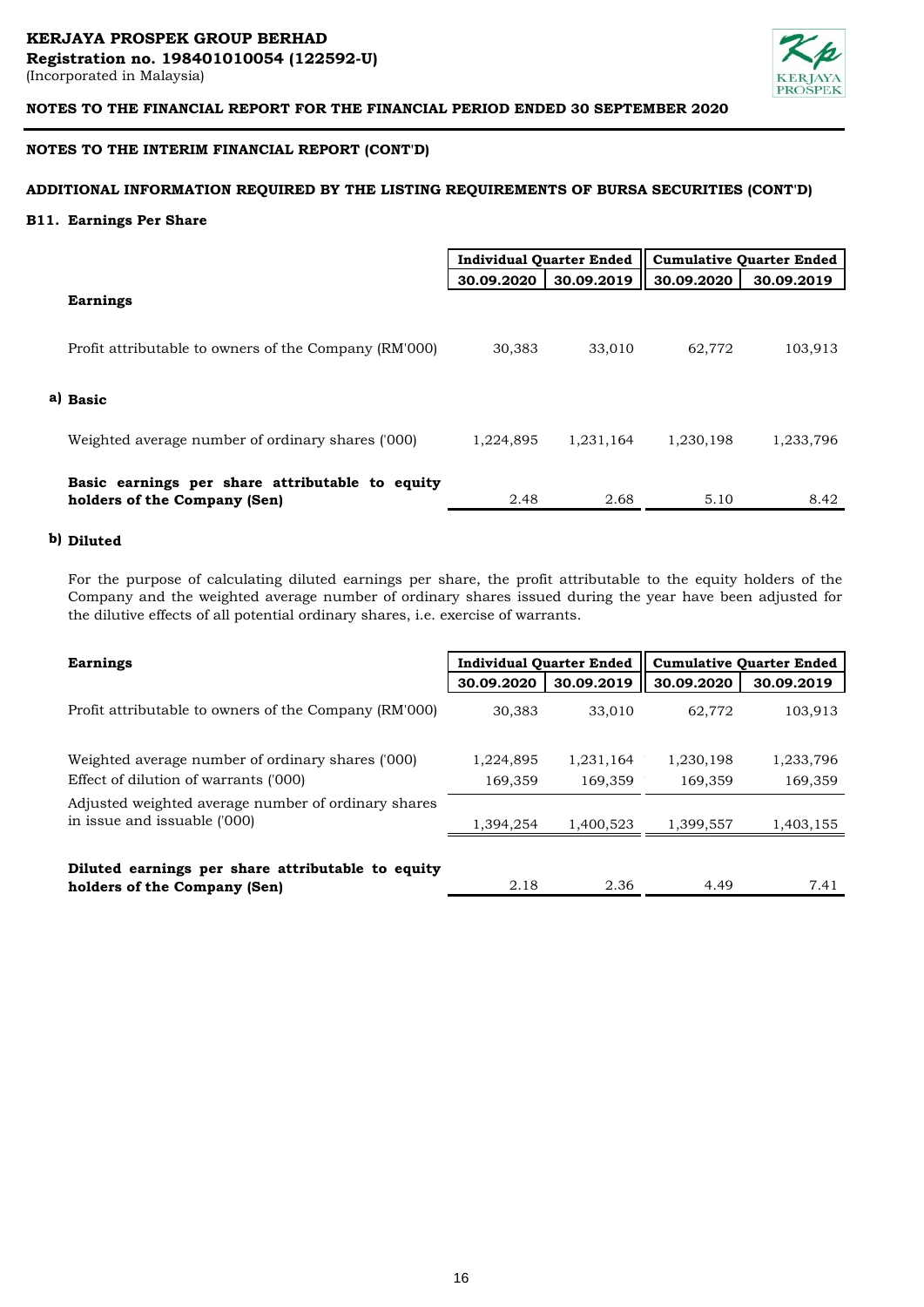**KERJAYA PROSPEK GROUP BERHAD**
**Registration no. 198401010054 (122592-U)**
(Incorporated in Malaysia)

**NOTES TO THE FINANCIAL REPORT FOR THE FINANCIAL PERIOD ENDED 30 SEPTEMBER 2020**

**NOTES TO THE INTERIM FINANCIAL REPORT (CONT'D)**

**ADDITIONAL INFORMATION REQUIRED BY THE LISTING REQUIREMENTS OF BURSA SECURITIES (CONT'D)**

**B11. Earnings Per Share**

| | Individual Quarter Ended | | Cumulative Quarter Ended | |
|---|---|---|---|---|
| | **30.09.2020** | **30.09.2019** | **30.09.2020** | **30.09.2019** |
| **Earnings** | | | | |
| Profit attributable to owners of the Company (RM'000) | 30,383 | 33,010 | 62,772 | 103,913 |
| **a) Basic** | | | | |
| Weighted average number of ordinary shares ('000) | 1,224,895 | 1,231,164 | 1,230,198 | 1,233,796 |
| **Basic earnings per share attributable to equity holders of the Company (Sen)** | 2.48 | 2.68 | 5.10 | 8.42 |

**b) Diluted**

For the purpose of calculating diluted earnings per share, the profit attributable to the equity holders of the Company and the weighted average number of ordinary shares issued during the year have been adjusted for the dilutive effects of all potential ordinary shares, i.e. exercise of warrants.

| **Earnings** | Individual Quarter Ended | | Cumulative Quarter Ended | |
|---|---|---|---|---|
| | **30.09.2020** | **30.09.2019** | **30.09.2020** | **30.09.2019** |
| Profit attributable to owners of the Company (RM'000) | 30,383 | 33,010 | 62,772 | 103,913 |
| Weighted average number of ordinary shares ('000) | 1,224,895 | 1,231,164 | 1,230,198 | 1,233,796 |
| Effect of dilution of warrants ('000) | 169,359 | 169,359 | 169,359 | 169,359 |
| Adjusted weighted average number of ordinary shares in issue and issuable ('000) | 1,394,254 | 1,400,523 | 1,399,557 | 1,403,155 |
| **Diluted earnings per share attributable to equity holders of the Company (Sen)** | 2.18 | 2.36 | 4.49 | 7.41 |